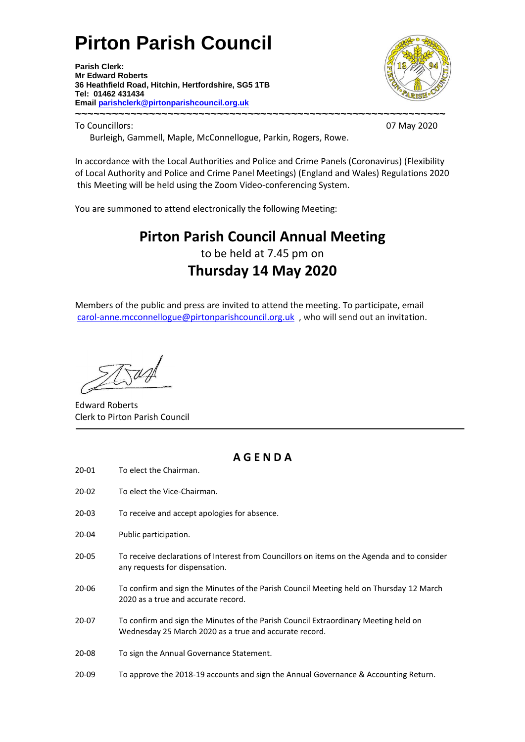# Pirton Parish Council

**Parish Clerk:**
**Mr Edward Roberts**
**36 Heathfield Road, Hitchin, Hertfordshire, SG5 1TB**
**Tel: 01462 431434**
**Email [parishclerk@pirtonparishcouncil.org.uk](mailto:parishclerk@pirtonparishcouncil.org.uk)**

~~~~~~~~~~~~~~~~~~~~~~~~~~~~~~~~~~~~~~~~~~~~~~~~~~~~~~~~~~~~~~~~

To Councillors: 07 May 2020

Burleigh, Gammell, Maple, McConnellogue, Parkin, Rogers, Rowe.

In accordance with the Local Authorities and Police and Crime Panels (Coronavirus) (Flexibility of Local Authority and Police and Crime Panel Meetings) (England and Wales) Regulations 2020 this Meeting will be held using the Zoom Video-conferencing System.

You are summoned to attend electronically the following Meeting:

## Pirton Parish Council Annual Meeting

to be held at 7.45 pm on

## Thursday 14 May 2020

Members of the public and press are invited to attend the meeting. To participate, email [carol-anne.mcconnellogue@pirtonparishcouncil.org.uk](mailto:carol-anne.mcconnellogue@pirtonparishcouncil.org.uk) , who will send out an invitation.

Edward Roberts
Clerk to Pirton Parish Council

---

## A G E N D A

20-01 To elect the Chairman.

20-02 To elect the Vice-Chairman.

20-03 To receive and accept apologies for absence.

20-04 Public participation.

20-05 To receive declarations of Interest from Councillors on items on the Agenda and to consider any requests for dispensation.

20-06 To confirm and sign the Minutes of the Parish Council Meeting held on Thursday 12 March 2020 as a true and accurate record.

20-07 To confirm and sign the Minutes of the Parish Council Extraordinary Meeting held on Wednesday 25 March 2020 as a true and accurate record.

20-08 To sign the Annual Governance Statement.

20-09 To approve the 2018-19 accounts and sign the Annual Governance & Accounting Return.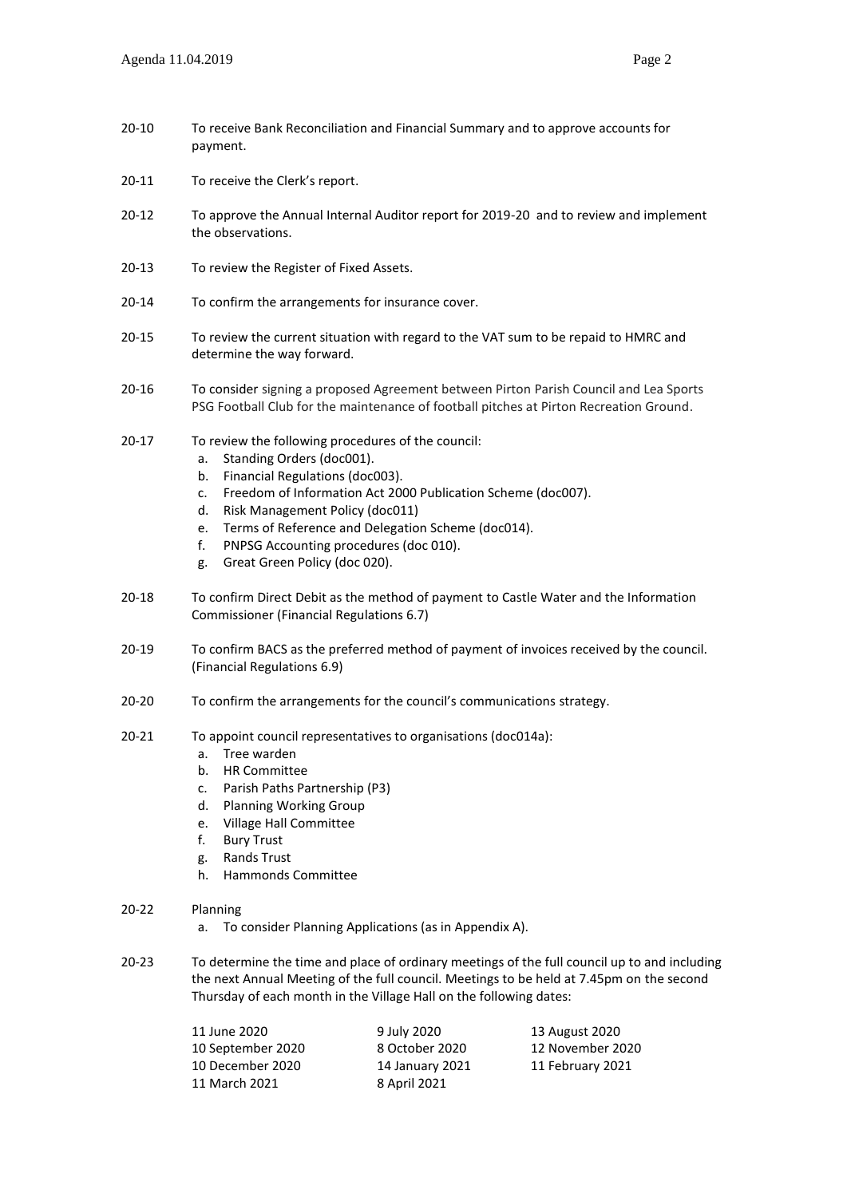20-10 To receive Bank Reconciliation and Financial Summary and to approve accounts for payment.

20-11 To receive the Clerk's report.

20-12 To approve the Annual Internal Auditor report for 2019-20 and to review and implement the observations.

20-13 To review the Register of Fixed Assets.

20-14 To confirm the arrangements for insurance cover.

20-15 To review the current situation with regard to the VAT sum to be repaid to HMRC and determine the way forward.

20-16 To consider signing a proposed Agreement between Pirton Parish Council and Lea Sports PSG Football Club for the maintenance of football pitches at Pirton Recreation Ground.

20-17 To review the following procedures of the council:

a. Standing Orders (doc001).
b. Financial Regulations (doc003).
c. Freedom of Information Act 2000 Publication Scheme (doc007).
d. Risk Management Policy (doc011)
e. Terms of Reference and Delegation Scheme (doc014).
f. PNPSG Accounting procedures (doc 010).
g. Great Green Policy (doc 020).

20-18 To confirm Direct Debit as the method of payment to Castle Water and the Information Commissioner (Financial Regulations 6.7)

20-19 To confirm BACS as the preferred method of payment of invoices received by the council. (Financial Regulations 6.9)

20-20 To confirm the arrangements for the council's communications strategy.

20-21 To appoint council representatives to organisations (doc014a):

a. Tree warden
b. HR Committee
c. Parish Paths Partnership (P3)
d. Planning Working Group
e. Village Hall Committee
f. Bury Trust
g. Rands Trust
h. Hammonds Committee

20-22 Planning

a. To consider Planning Applications (as in Appendix A).

20-23 To determine the time and place of ordinary meetings of the full council up to and including the next Annual Meeting of the full council. Meetings to be held at 7.45pm on the second Thursday of each month in the Village Hall on the following dates:

| | | |
|---|---|---|
| 11 June 2020 | 9 July 2020 | 13 August 2020 |
| 10 September 2020 | 8 October 2020 | 12 November 2020 |
| 10 December 2020 | 14 January 2021 | 11 February 2021 |
| 11 March 2021 | 8 April 2021 | |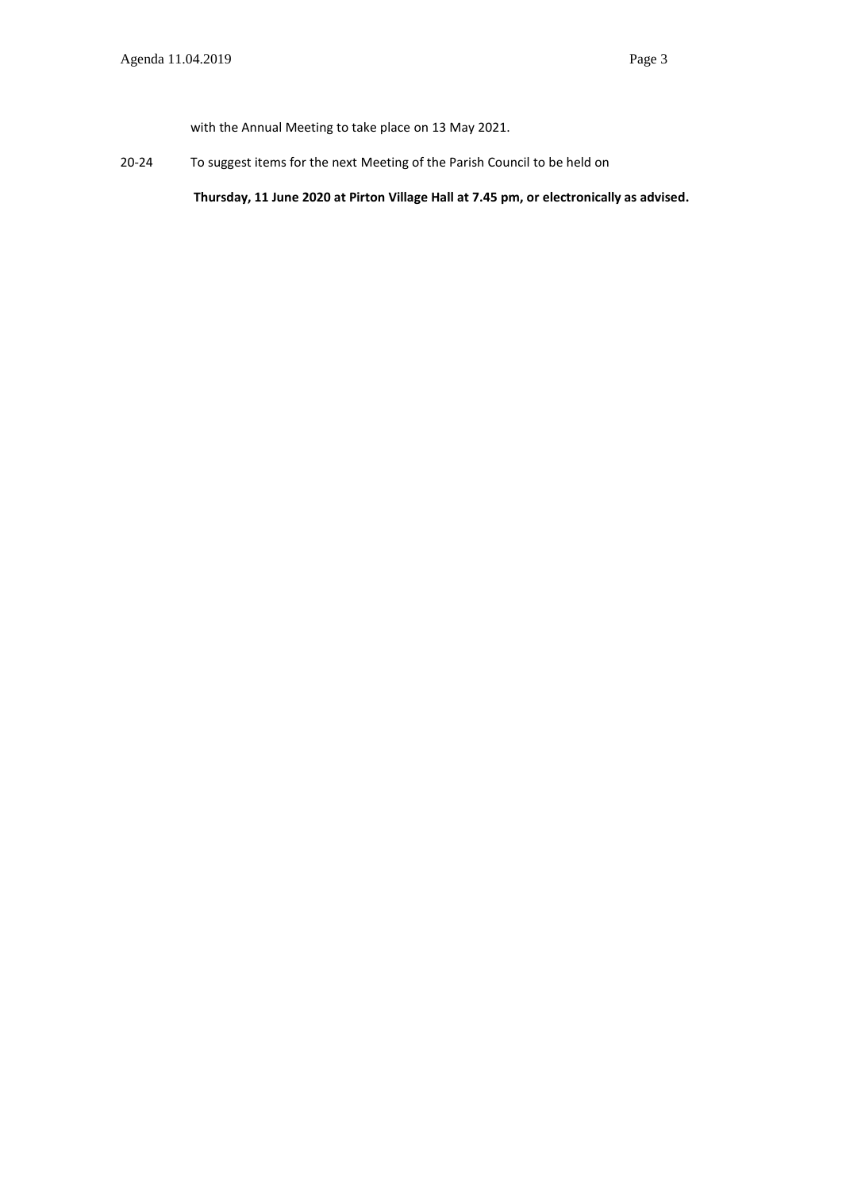with the Annual Meeting to take place on 13 May 2021.

20-24 To suggest items for the next Meeting of the Parish Council to be held on

**Thursday, 11 June 2020 at Pirton Village Hall at 7.45 pm, or electronically as advised.**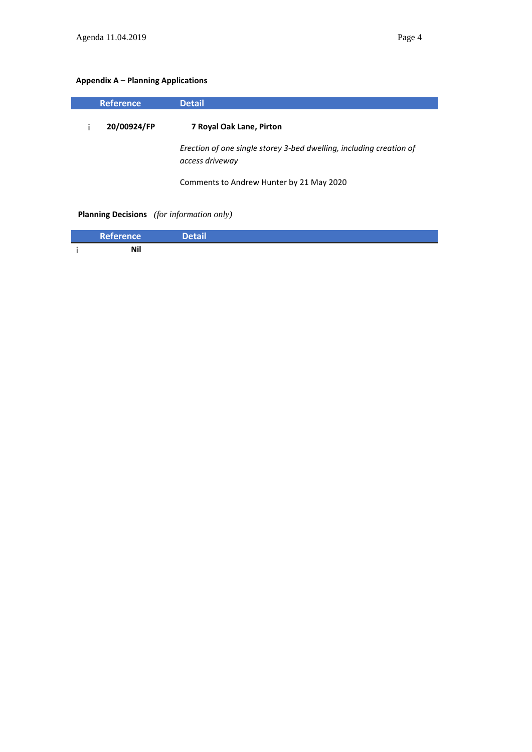**Appendix A – Planning Applications**

| | Reference | Detail |
|---|---|---|
| i | **20/00924/FP** | **7 Royal Oak Lane, Pirton** |
| | | *Erection of one single storey 3-bed dwelling, including creation of access driveway* |
| | | Comments to Andrew Hunter by 21 May 2020 |

**Planning Decisions** *(for information only)*

| | Reference | Detail |
|---|---|---|
| i | **Nil** | |